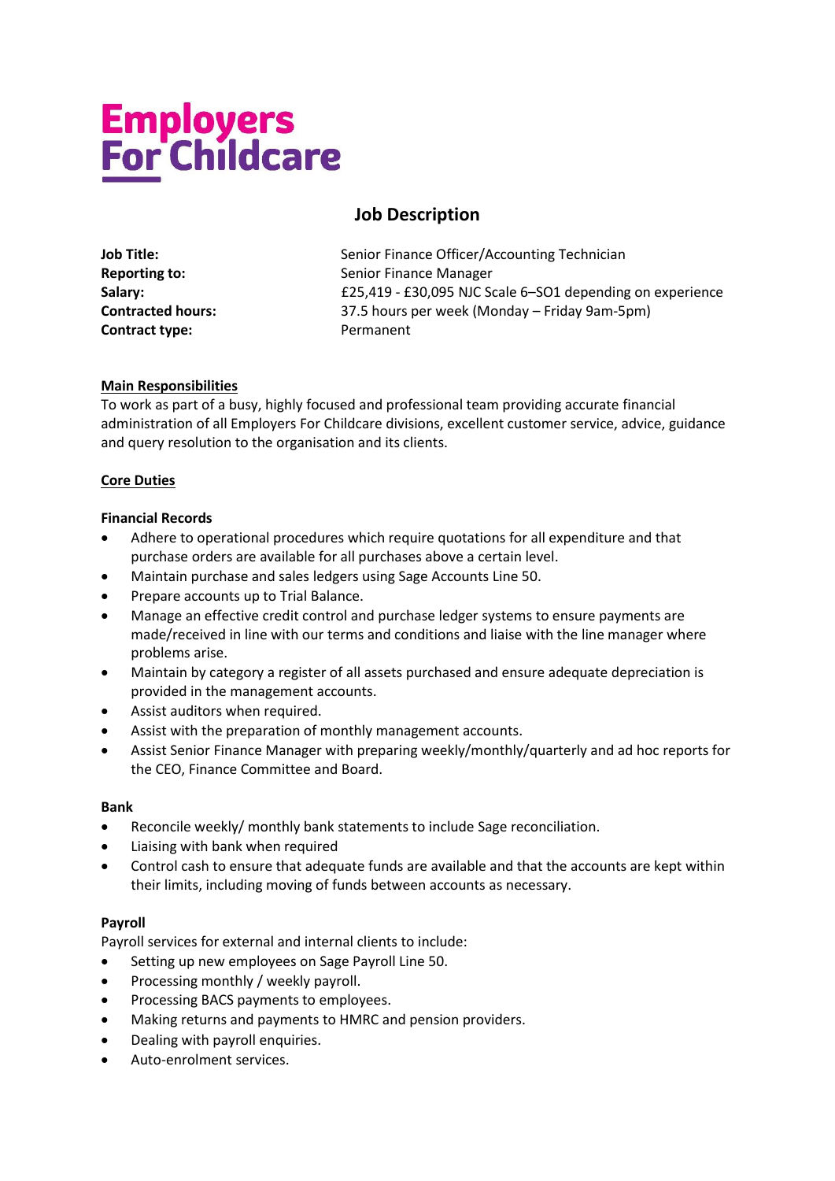Employers For Childcare

# Job Description

| | |
|---|---|
| **Job Title:** | Senior Finance Officer/Accounting Technician |
| **Reporting to:** | Senior Finance Manager |
| **Salary:** | £25,419 - £30,095 NJC Scale 6–SO1 depending on experience |
| **Contracted hours:** | 37.5 hours per week (Monday – Friday 9am-5pm) |
| **Contract type:** | Permanent |

## Main Responsibilities

To work as part of a busy, highly focused and professional team providing accurate financial administration of all Employers For Childcare divisions, excellent customer service, advice, guidance and query resolution to the organisation and its clients.

## Core Duties

### Financial Records

- Adhere to operational procedures which require quotations for all expenditure and that purchase orders are available for all purchases above a certain level.
- Maintain purchase and sales ledgers using Sage Accounts Line 50.
- Prepare accounts up to Trial Balance.
- Manage an effective credit control and purchase ledger systems to ensure payments are made/received in line with our terms and conditions and liaise with the line manager where problems arise.
- Maintain by category a register of all assets purchased and ensure adequate depreciation is provided in the management accounts.
- Assist auditors when required.
- Assist with the preparation of monthly management accounts.
- Assist Senior Finance Manager with preparing weekly/monthly/quarterly and ad hoc reports for the CEO, Finance Committee and Board.

### Bank

- Reconcile weekly/ monthly bank statements to include Sage reconciliation.
- Liaising with bank when required
- Control cash to ensure that adequate funds are available and that the accounts are kept within their limits, including moving of funds between accounts as necessary.

### Payroll

Payroll services for external and internal clients to include:

- Setting up new employees on Sage Payroll Line 50.
- Processing monthly / weekly payroll.
- Processing BACS payments to employees.
- Making returns and payments to HMRC and pension providers.
- Dealing with payroll enquiries.
- Auto-enrolment services.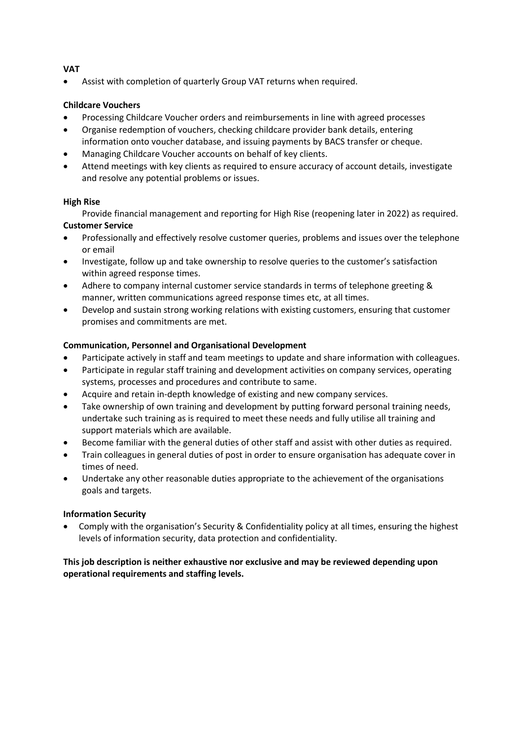**VAT**

- Assist with completion of quarterly Group VAT returns when required.

**Childcare Vouchers**

- Processing Childcare Voucher orders and reimbursements in line with agreed processes
- Organise redemption of vouchers, checking childcare provider bank details, entering information onto voucher database, and issuing payments by BACS transfer or cheque.
- Managing Childcare Voucher accounts on behalf of key clients.
- Attend meetings with key clients as required to ensure accuracy of account details, investigate and resolve any potential problems or issues.

**High Rise**

Provide financial management and reporting for High Rise (reopening later in 2022) as required.

**Customer Service**

- Professionally and effectively resolve customer queries, problems and issues over the telephone or email
- Investigate, follow up and take ownership to resolve queries to the customer's satisfaction within agreed response times.
- Adhere to company internal customer service standards in terms of telephone greeting & manner, written communications agreed response times etc, at all times.
- Develop and sustain strong working relations with existing customers, ensuring that customer promises and commitments are met.

**Communication, Personnel and Organisational Development**

- Participate actively in staff and team meetings to update and share information with colleagues.
- Participate in regular staff training and development activities on company services, operating systems, processes and procedures and contribute to same.
- Acquire and retain in-depth knowledge of existing and new company services.
- Take ownership of own training and development by putting forward personal training needs, undertake such training as is required to meet these needs and fully utilise all training and support materials which are available.
- Become familiar with the general duties of other staff and assist with other duties as required.
- Train colleagues in general duties of post in order to ensure organisation has adequate cover in times of need.
- Undertake any other reasonable duties appropriate to the achievement of the organisations goals and targets.

**Information Security**

- Comply with the organisation's Security & Confidentiality policy at all times, ensuring the highest levels of information security, data protection and confidentiality.

**This job description is neither exhaustive nor exclusive and may be reviewed depending upon operational requirements and staffing levels.**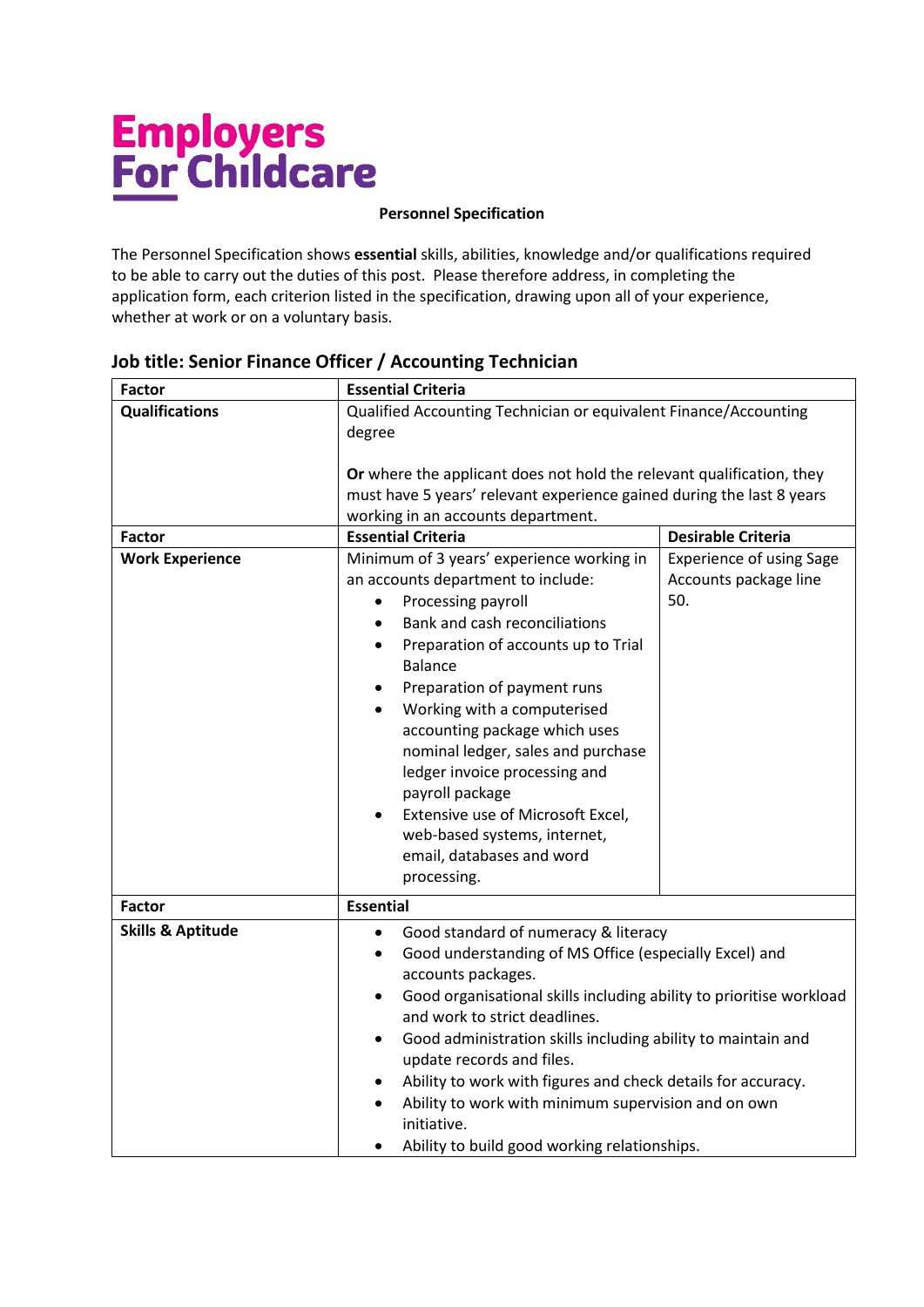**Employers For Childcare**

**Personnel Specification**

The Personnel Specification shows **essential** skills, abilities, knowledge and/or qualifications required to be able to carry out the duties of this post. Please therefore address, in completing the application form, each criterion listed in the specification, drawing upon all of your experience, whether at work or on a voluntary basis.

## Job title: Senior Finance Officer / Accounting Technician

| Factor | Essential Criteria | |
|---|---|---|
| **Qualifications** | Qualified Accounting Technician or equivalent Finance/Accounting degree<br><br>**Or** where the applicant does not hold the relevant qualification, they must have 5 years' relevant experience gained during the last 8 years working in an accounts department. | |
| **Factor** | **Essential Criteria** | **Desirable Criteria** |
| **Work Experience** | Minimum of 3 years' experience working in an accounts department to include:<br>• Processing payroll<br>• Bank and cash reconciliations<br>• Preparation of accounts up to Trial Balance<br>• Preparation of payment runs<br>• Working with a computerised accounting package which uses nominal ledger, sales and purchase ledger invoice processing and payroll package<br>• Extensive use of Microsoft Excel, web-based systems, internet, email, databases and word processing. | Experience of using Sage Accounts package line 50. |
| **Factor** | **Essential** | |
| **Skills & Aptitude** | • Good standard of numeracy & literacy<br>• Good understanding of MS Office (especially Excel) and accounts packages.<br>• Good organisational skills including ability to prioritise workload and work to strict deadlines.<br>• Good administration skills including ability to maintain and update records and files.<br>• Ability to work with figures and check details for accuracy.<br>• Ability to work with minimum supervision and on own initiative.<br>• Ability to build good working relationships. | |